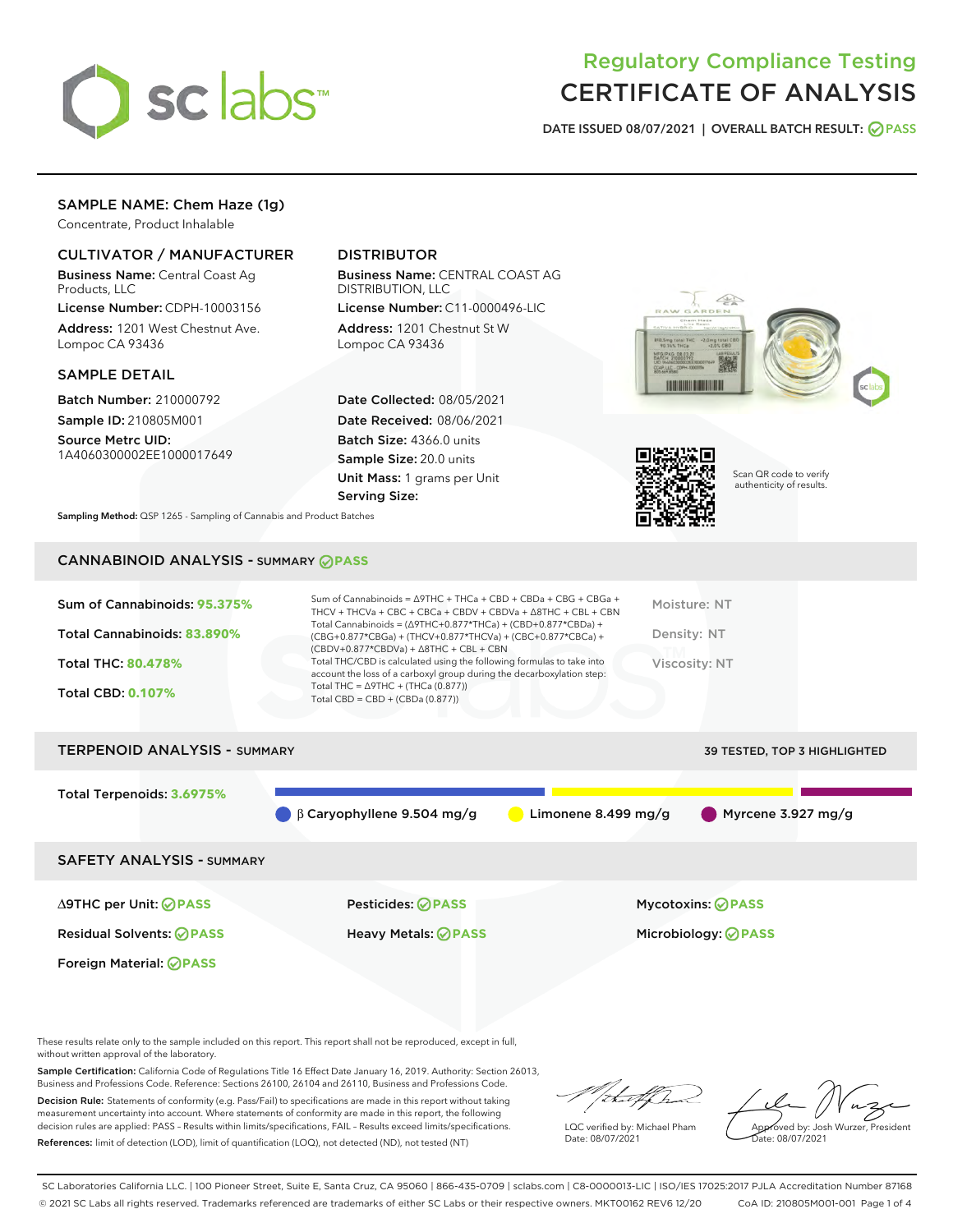# Regulatory Compliance Testing
# CERTIFICATE OF ANALYSIS

DATE ISSUED 08/07/2021 | OVERALL BATCH RESULT: PASS

## SAMPLE NAME: Chem Haze (1g)

Concentrate, Product Inhalable

### CULTIVATOR / MANUFACTURER

**Business Name:** Central Coast Ag Products, LLC
**License Number:** CDPH-10003156
**Address:** 1201 West Chestnut Ave. Lompoc CA 93436

### DISTRIBUTOR

**Business Name:** CENTRAL COAST AG DISTRIBUTION, LLC
**License Number:** C11-0000496-LIC
**Address:** 1201 Chestnut St W Lompoc CA 93436

### SAMPLE DETAIL

**Batch Number:** 210000792
**Sample ID:** 210805M001
**Source Metrc UID:** 1A4060300002EE1000017649

**Date Collected:** 08/05/2021
**Date Received:** 08/06/2021
**Batch Size:** 4366.0 units
**Sample Size:** 20.0 units
**Unit Mass:** 1 grams per Unit
**Serving Size:**

Scan QR code to verify authenticity of results.

**Sampling Method:** QSP 1265 - Sampling of Cannabis and Product Batches

## CANNABINOID ANALYSIS - SUMMARY PASS

Sum of Cannabinoids: **95.375%**
Total Cannabinoids: **83.890%**
Total THC: **80.478%**
Total CBD: **0.107%**

Sum of Cannabinoids = Δ9THC + THCa + CBD + CBDa + CBG + CBGa + THCV + THCVa + CBC + CBCa + CBDV + CBDVa + Δ8THC + CBL + CBN
Total Cannabinoids = (Δ9THC+0.877*THCa) + (CBD+0.877*CBDa) + (CBG+0.877*CBGa) + (THCV+0.877*THCVa) + (CBC+0.877*CBCa) + (CBDV+0.877*CBDVa) + Δ8THC + CBL + CBN
Total THC/CBD is calculated using the following formulas to take into account the loss of a carboxyl group during the decarboxylation step:
Total THC = Δ9THC + (THCa (0.877))
Total CBD = CBD + (CBDa (0.877))

Moisture: NT
Density: NT
Viscosity: NT

## TERPENOID ANALYSIS - SUMMARY

39 TESTED, TOP 3 HIGHLIGHTED

Total Terpenoids: **3.6975%**

β Caryophyllene 9.504 mg/g
Limonene 8.499 mg/g
Myrcene 3.927 mg/g

## SAFETY ANALYSIS - SUMMARY

| | | |
|---|---|---|
| Δ9THC per Unit: PASS | Pesticides: PASS | Mycotoxins: PASS |
| Residual Solvents: PASS | Heavy Metals: PASS | Microbiology: PASS |
| Foreign Material: PASS | | |

These results relate only to the sample included on this report. This report shall not be reproduced, except in full, without written approval of the laboratory.

**Sample Certification:** California Code of Regulations Title 16 Effect Date January 16, 2019. Authority: Section 26013, Business and Professions Code. Reference: Sections 26100, 26104 and 26110, Business and Professions Code.

**Decision Rule:** Statements of conformity (e.g. Pass/Fail) to specifications are made in this report without taking measurement uncertainty into account. Where statements of conformity are made in this report, the following decision rules are applied: PASS – Results within limits/specifications, FAIL – Results exceed limits/specifications.

**References:** limit of detection (LOD), limit of quantification (LOQ), not detected (ND), not tested (NT)

LQC verified by: Michael Pham
Date: 08/07/2021

Approved by: Josh Wurzer, President
Date: 08/07/2021

SC Laboratories California LLC. | 100 Pioneer Street, Suite E, Santa Cruz, CA 95060 | 866-435-0709 | sclabs.com | C8-0000013-LIC | ISO/IES 17025:2017 PJLA Accreditation Number 87168
© 2021 SC Labs all rights reserved. Trademarks referenced are trademarks of either SC Labs or their respective owners. MKT00162 REV6 12/20 CoA ID: 210805M001-001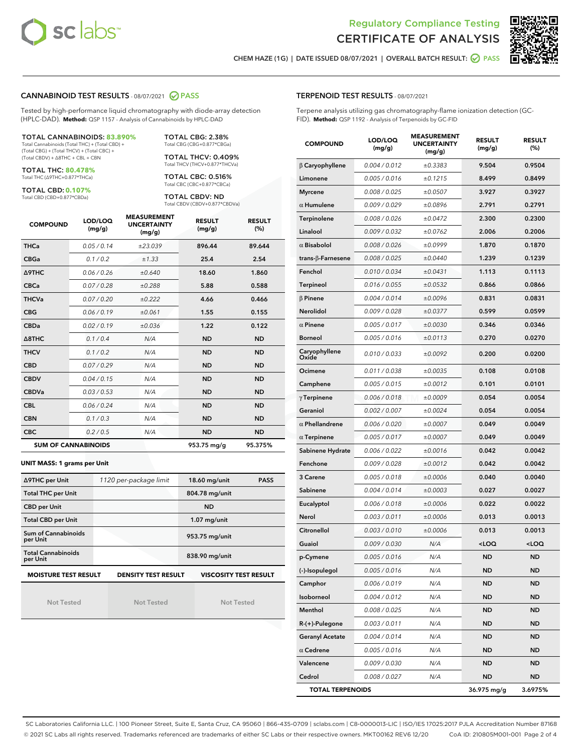Regulatory Compliance Testing

# CERTIFICATE OF ANALYSIS

CHEM HAZE (1G) | DATE ISSUED 08/07/2021 | OVERALL BATCH RESULT: PASS

## CANNABINOID TEST RESULTS - 08/07/2021 PASS

Tested by high-performance liquid chromatography with diode-array detection (HPLC-DAD). **Method:** QSP 1157 - Analysis of Cannabinoids by HPLC-DAD

**TOTAL CANNABINOIDS: 83.890%**
Total Cannabinoids (Total THC) + (Total CBD) + (Total CBG) + (Total THCV) + (Total CBC) + (Total CBDV) + Δ8THC + CBL + CBN

**TOTAL THC: 80.478%**
Total THC (Δ9THC+0.877*THCa)

**TOTAL CBD: 0.107%**
Total CBD (CBD+0.877*CBDa)

**TOTAL CBG: 2.38%**
Total CBG (CBG+0.877*CBGa)

**TOTAL THCV: 0.409%**
Total THCV (THCV+0.877*THCVa)

**TOTAL CBC: 0.516%**
Total CBC (CBC+0.877*CBCa)

**TOTAL CBDV: ND**
Total CBDV (CBDV+0.877*CBDVa)

| COMPOUND | LOD/LOQ (mg/g) | MEASUREMENT UNCERTAINTY (mg/g) | RESULT (mg/g) | RESULT (%) |
|---|---|---|---|---|
| THCa | 0.05 / 0.14 | ±23.039 | 896.44 | 89.644 |
| CBGa | 0.1 / 0.2 | ±1.33 | 25.4 | 2.54 |
| Δ9THC | 0.06 / 0.26 | ±0.640 | 18.60 | 1.860 |
| CBCa | 0.07 / 0.28 | ±0.288 | 5.88 | 0.588 |
| THCVa | 0.07 / 0.20 | ±0.222 | 4.66 | 0.466 |
| CBG | 0.06 / 0.19 | ±0.061 | 1.55 | 0.155 |
| CBDa | 0.02 / 0.19 | ±0.036 | 1.22 | 0.122 |
| Δ8THC | 0.1 / 0.4 | N/A | ND | ND |
| THCV | 0.1 / 0.2 | N/A | ND | ND |
| CBD | 0.07 / 0.29 | N/A | ND | ND |
| CBDV | 0.04 / 0.15 | N/A | ND | ND |
| CBDVa | 0.03 / 0.53 | N/A | ND | ND |
| CBL | 0.06 / 0.24 | N/A | ND | ND |
| CBN | 0.1 / 0.3 | N/A | ND | ND |
| CBC | 0.2 / 0.5 | N/A | ND | ND |
| **SUM OF CANNABINOIDS** | | | 953.75 mg/g | 95.375% |

**UNIT MASS: 1 grams per Unit**

| | | | |
|---|---|---|---|
| Δ9THC per Unit | 1120 per-package limit | 18.60 mg/unit | PASS |
| Total THC per Unit | | 804.78 mg/unit | |
| CBD per Unit | | ND | |
| Total CBD per Unit | | 1.07 mg/unit | |
| Sum of Cannabinoids per Unit | | 953.75 mg/unit | |
| Total Cannabinoids per Unit | | 838.90 mg/unit | |

| MOISTURE TEST RESULT | DENSITY TEST RESULT | VISCOSITY TEST RESULT |
|---|---|---|
| Not Tested | Not Tested | Not Tested |

## TERPENOID TEST RESULTS - 08/07/2021

Terpene analysis utilizing gas chromatography-flame ionization detection (GC-FID). **Method:** QSP 1192 - Analysis of Terpenoids by GC-FID

| COMPOUND | LOD/LOQ (mg/g) | MEASUREMENT UNCERTAINTY (mg/g) | RESULT (mg/g) | RESULT (%) |
|---|---|---|---|---|
| β Caryophyllene | 0.004 / 0.012 | ±0.3383 | 9.504 | 0.9504 |
| Limonene | 0.005 / 0.016 | ±0.1215 | 8.499 | 0.8499 |
| Myrcene | 0.008 / 0.025 | ±0.0507 | 3.927 | 0.3927 |
| α Humulene | 0.009 / 0.029 | ±0.0896 | 2.791 | 0.2791 |
| Terpinolene | 0.008 / 0.026 | ±0.0472 | 2.300 | 0.2300 |
| Linalool | 0.009 / 0.032 | ±0.0762 | 2.006 | 0.2006 |
| α Bisabolol | 0.008 / 0.026 | ±0.0999 | 1.870 | 0.1870 |
| trans-β-Farnesene | 0.008 / 0.025 | ±0.0440 | 1.239 | 0.1239 |
| Fenchol | 0.010 / 0.034 | ±0.0431 | 1.113 | 0.1113 |
| Terpineol | 0.016 / 0.055 | ±0.0532 | 0.866 | 0.0866 |
| β Pinene | 0.004 / 0.014 | ±0.0096 | 0.831 | 0.0831 |
| Nerolidol | 0.009 / 0.028 | ±0.0377 | 0.599 | 0.0599 |
| α Pinene | 0.005 / 0.017 | ±0.0030 | 0.346 | 0.0346 |
| Borneol | 0.005 / 0.016 | ±0.0113 | 0.270 | 0.0270 |
| Caryophyllene Oxide | 0.010 / 0.033 | ±0.0092 | 0.200 | 0.0200 |
| Ocimene | 0.011 / 0.038 | ±0.0035 | 0.108 | 0.0108 |
| Camphene | 0.005 / 0.015 | ±0.0012 | 0.101 | 0.0101 |
| γ Terpinene | 0.006 / 0.018 | ±0.0009 | 0.054 | 0.0054 |
| Geraniol | 0.002 / 0.007 | ±0.0024 | 0.054 | 0.0054 |
| α Phellandrene | 0.006 / 0.020 | ±0.0007 | 0.049 | 0.0049 |
| α Terpinene | 0.005 / 0.017 | ±0.0007 | 0.049 | 0.0049 |
| Sabinene Hydrate | 0.006 / 0.022 | ±0.0016 | 0.042 | 0.0042 |
| Fenchone | 0.009 / 0.028 | ±0.0012 | 0.042 | 0.0042 |
| 3 Carene | 0.005 / 0.018 | ±0.0006 | 0.040 | 0.0040 |
| Sabinene | 0.004 / 0.014 | ±0.0003 | 0.027 | 0.0027 |
| Eucalyptol | 0.006 / 0.018 | ±0.0006 | 0.022 | 0.0022 |
| Nerol | 0.003 / 0.011 | ±0.0006 | 0.013 | 0.0013 |
| Citronellol | 0.003 / 0.010 | ±0.0006 | 0.013 | 0.0013 |
| Guaiol | 0.009 / 0.030 | N/A | <LOQ | <LOQ |
| p-Cymene | 0.005 / 0.016 | N/A | ND | ND |
| (-)-Isopulegol | 0.005 / 0.016 | N/A | ND | ND |
| Camphor | 0.006 / 0.019 | N/A | ND | ND |
| Isoborneol | 0.004 / 0.012 | N/A | ND | ND |
| Menthol | 0.008 / 0.025 | N/A | ND | ND |
| R-(+)-Pulegone | 0.003 / 0.011 | N/A | ND | ND |
| Geranyl Acetate | 0.004 / 0.014 | N/A | ND | ND |
| α Cedrene | 0.005 / 0.016 | N/A | ND | ND |
| Valencene | 0.009 / 0.030 | N/A | ND | ND |
| Cedrol | 0.008 / 0.027 | N/A | ND | ND |
| **TOTAL TERPENOIDS** | | | 36.975 mg/g | 3.6975% |

SC Laboratories California LLC. | 100 Pioneer Street, Suite E, Santa Cruz, CA 95060 | 866-435-0709 | sclabs.com | C8-0000013-LIC | ISO/IES 17025:2017 PJLA Accreditation Number 87168
© 2021 SC Labs all rights reserved. Trademarks referenced are trademarks of either SC Labs or their respective owners. MKT00162 REV6 12/20 CoA ID: 210805M001-001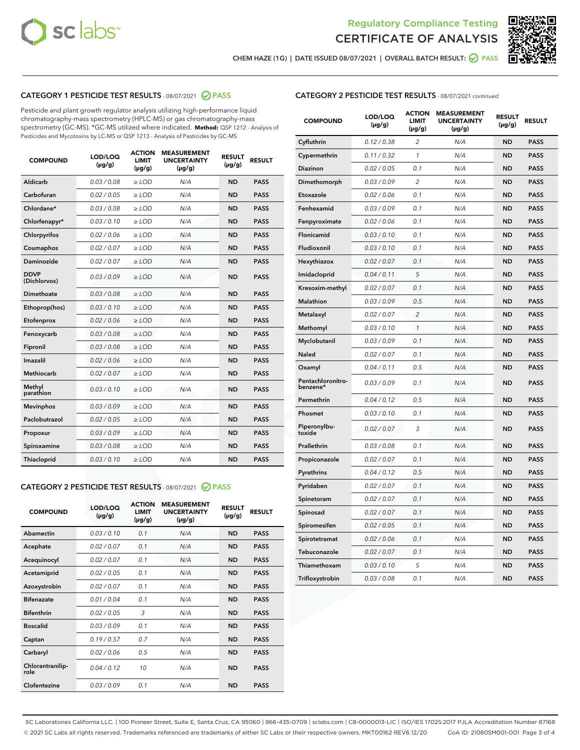Regulatory Compliance Testing
# CERTIFICATE OF ANALYSIS

CHEM HAZE (1G) | DATE ISSUED 08/07/2021 | OVERALL BATCH RESULT: PASS

## CATEGORY 1 PESTICIDE TEST RESULTS - 08/07/2021 PASS

Pesticide and plant growth regulator analysis utilizing high-performance liquid chromatography-mass spectrometry (HPLC-MS) or gas chromatography-mass spectrometry (GC-MS). *GC-MS utilized where indicated. **Method:** QSP 1212 - Analysis of Pesticides and Mycotoxins by LC-MS or QSP 1213 - Analysis of Pesticides by GC-MS

| COMPOUND | LOD/LOQ (µg/g) | ACTION LIMIT (µg/g) | MEASUREMENT UNCERTAINTY (µg/g) | RESULT (µg/g) | RESULT |
|---|---|---|---|---|---|
| Aldicarb | 0.03 / 0.08 | ≥ LOD | N/A | ND | PASS |
| Carbofuran | 0.02 / 0.05 | ≥ LOD | N/A | ND | PASS |
| Chlordane* | 0.03 / 0.08 | ≥ LOD | N/A | ND | PASS |
| Chlorfenapyr* | 0.03 / 0.10 | ≥ LOD | N/A | ND | PASS |
| Chlorpyrifos | 0.02 / 0.06 | ≥ LOD | N/A | ND | PASS |
| Coumaphos | 0.02 / 0.07 | ≥ LOD | N/A | ND | PASS |
| Daminozide | 0.02 / 0.07 | ≥ LOD | N/A | ND | PASS |
| DDVP (Dichlorvos) | 0.03 / 0.09 | ≥ LOD | N/A | ND | PASS |
| Dimethoate | 0.03 / 0.08 | ≥ LOD | N/A | ND | PASS |
| Ethoprop(hos) | 0.03 / 0.10 | ≥ LOD | N/A | ND | PASS |
| Etofenprox | 0.02 / 0.06 | ≥ LOD | N/A | ND | PASS |
| Fenoxycarb | 0.03 / 0.08 | ≥ LOD | N/A | ND | PASS |
| Fipronil | 0.03 / 0.08 | ≥ LOD | N/A | ND | PASS |
| Imazalil | 0.02 / 0.06 | ≥ LOD | N/A | ND | PASS |
| Methiocarb | 0.02 / 0.07 | ≥ LOD | N/A | ND | PASS |
| Methyl parathion | 0.03 / 0.10 | ≥ LOD | N/A | ND | PASS |
| Mevinphos | 0.03 / 0.09 | ≥ LOD | N/A | ND | PASS |
| Paclobutrazol | 0.02 / 0.05 | ≥ LOD | N/A | ND | PASS |
| Propoxur | 0.03 / 0.09 | ≥ LOD | N/A | ND | PASS |
| Spiroxamine | 0.03 / 0.08 | ≥ LOD | N/A | ND | PASS |
| Thiacloprid | 0.03 / 0.10 | ≥ LOD | N/A | ND | PASS |

## CATEGORY 2 PESTICIDE TEST RESULTS - 08/07/2021 PASS

| COMPOUND | LOD/LOQ (µg/g) | ACTION LIMIT (µg/g) | MEASUREMENT UNCERTAINTY (µg/g) | RESULT (µg/g) | RESULT |
|---|---|---|---|---|---|
| Abamectin | 0.03 / 0.10 | 0.1 | N/A | ND | PASS |
| Acephate | 0.02 / 0.07 | 0.1 | N/A | ND | PASS |
| Acequinocyl | 0.02 / 0.07 | 0.1 | N/A | ND | PASS |
| Acetamiprid | 0.02 / 0.05 | 0.1 | N/A | ND | PASS |
| Azoxystrobin | 0.02 / 0.07 | 0.1 | N/A | ND | PASS |
| Bifenazate | 0.01 / 0.04 | 0.1 | N/A | ND | PASS |
| Bifenthrin | 0.02 / 0.05 | 3 | N/A | ND | PASS |
| Boscalid | 0.03 / 0.09 | 0.1 | N/A | ND | PASS |
| Captan | 0.19 / 0.57 | 0.7 | N/A | ND | PASS |
| Carbaryl | 0.02 / 0.06 | 0.5 | N/A | ND | PASS |
| Chlorantraniliprole | 0.04 / 0.12 | 10 | N/A | ND | PASS |
| Clofentezine | 0.03 / 0.09 | 0.1 | N/A | ND | PASS |
| Cyfluthrin | 0.12 / 0.38 | 2 | N/A | ND | PASS |
| Cypermethrin | 0.11 / 0.32 | 1 | N/A | ND | PASS |
| Diazinon | 0.02 / 0.05 | 0.1 | N/A | ND | PASS |
| Dimethomorph | 0.03 / 0.09 | 2 | N/A | ND | PASS |
| Etoxazole | 0.02 / 0.06 | 0.1 | N/A | ND | PASS |
| Fenhexamid | 0.03 / 0.09 | 0.1 | N/A | ND | PASS |
| Fenpyroximate | 0.02 / 0.06 | 0.1 | N/A | ND | PASS |
| Flonicamid | 0.03 / 0.10 | 0.1 | N/A | ND | PASS |
| Fludioxonil | 0.03 / 0.10 | 0.1 | N/A | ND | PASS |
| Hexythiazox | 0.02 / 0.07 | 0.1 | N/A | ND | PASS |
| Imidacloprid | 0.04 / 0.11 | 5 | N/A | ND | PASS |
| Kresoxim-methyl | 0.02 / 0.07 | 0.1 | N/A | ND | PASS |
| Malathion | 0.03 / 0.09 | 0.5 | N/A | ND | PASS |
| Metalaxyl | 0.02 / 0.07 | 2 | N/A | ND | PASS |
| Methomyl | 0.03 / 0.10 | 1 | N/A | ND | PASS |
| Myclobutanil | 0.03 / 0.09 | 0.1 | N/A | ND | PASS |
| Naled | 0.02 / 0.07 | 0.1 | N/A | ND | PASS |
| Oxamyl | 0.04 / 0.11 | 0.5 | N/A | ND | PASS |
| Pentachloronitrobenzene* | 0.03 / 0.09 | 0.1 | N/A | ND | PASS |
| Permethrin | 0.04 / 0.12 | 0.5 | N/A | ND | PASS |
| Phosmet | 0.03 / 0.10 | 0.1 | N/A | ND | PASS |
| Piperonylbutoxide | 0.02 / 0.07 | 3 | N/A | ND | PASS |
| Prallethrin | 0.03 / 0.08 | 0.1 | N/A | ND | PASS |
| Propiconazole | 0.02 / 0.07 | 0.1 | N/A | ND | PASS |
| Pyrethrins | 0.04 / 0.12 | 0.5 | N/A | ND | PASS |
| Pyridaben | 0.02 / 0.07 | 0.1 | N/A | ND | PASS |
| Spinetoram | 0.02 / 0.07 | 0.1 | N/A | ND | PASS |
| Spinosad | 0.02 / 0.07 | 0.1 | N/A | ND | PASS |
| Spiromesifen | 0.02 / 0.05 | 0.1 | N/A | ND | PASS |
| Spirotetramat | 0.02 / 0.06 | 0.1 | N/A | ND | PASS |
| Tebuconazole | 0.02 / 0.07 | 0.1 | N/A | ND | PASS |
| Thiamethoxam | 0.03 / 0.10 | 5 | N/A | ND | PASS |
| Trifloxystrobin | 0.03 / 0.08 | 0.1 | N/A | ND | PASS |

SC Laboratories California LLC. | 100 Pioneer Street, Suite E, Santa Cruz, CA 95060 | 866-435-0709 | sclabs.com | C8-0000013-LIC | ISO/IES 17025:2017 PJLA Accreditation Number 87168
© 2021 SC Labs all rights reserved. Trademarks referenced are trademarks of either SC Labs or their respective owners. MKT00162 REV6 12/20 CoA ID: 210805M001-001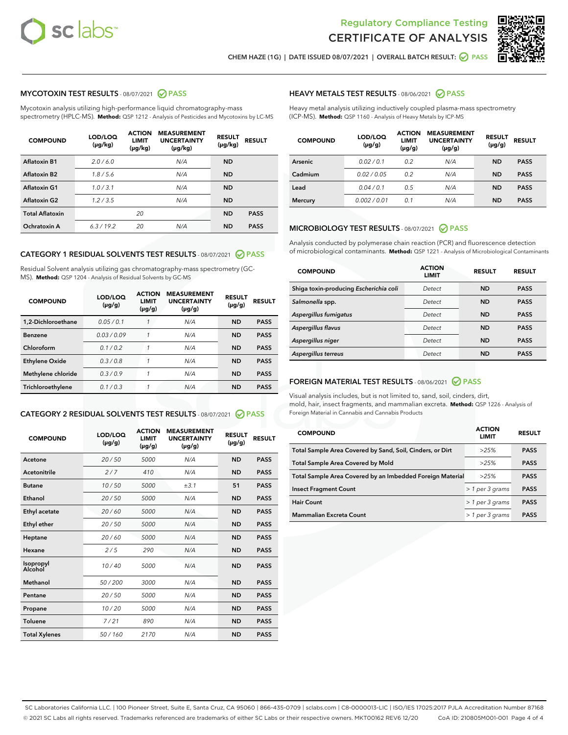Regulatory Compliance Testing
# CERTIFICATE OF ANALYSIS

CHEM HAZE (1G) | DATE ISSUED 08/07/2021 | OVERALL BATCH RESULT: PASS

## MYCOTOXIN TEST RESULTS - 08/07/2021 PASS

Mycotoxin analysis utilizing high-performance liquid chromatography-mass spectrometry (HPLC-MS). **Method:** QSP 1212 - Analysis of Pesticides and Mycotoxins by LC-MS

| COMPOUND | LOD/LOQ (µg/kg) | ACTION LIMIT (µg/kg) | MEASUREMENT UNCERTAINTY (µg/kg) | RESULT (µg/kg) | RESULT |
|---|---|---|---|---|---|
| Aflatoxin B1 | 2.0 / 6.0 | | N/A | ND | |
| Aflatoxin B2 | 1.8 / 5.6 | | N/A | ND | |
| Aflatoxin G1 | 1.0 / 3.1 | | N/A | ND | |
| Aflatoxin G2 | 1.2 / 3.5 | | N/A | ND | |
| Total Aflatoxin | | 20 | | ND | PASS |
| Ochratoxin A | 6.3 / 19.2 | 20 | N/A | ND | PASS |

## CATEGORY 1 RESIDUAL SOLVENTS TEST RESULTS - 08/07/2021 PASS

Residual Solvent analysis utilizing gas chromatography-mass spectrometry (GC-MS). **Method:** QSP 1204 - Analysis of Residual Solvents by GC-MS

| COMPOUND | LOD/LOQ (µg/g) | ACTION LIMIT (µg/g) | MEASUREMENT UNCERTAINTY (µg/g) | RESULT (µg/g) | RESULT |
|---|---|---|---|---|---|
| 1,2-Dichloroethane | 0.05 / 0.1 | 1 | N/A | ND | PASS |
| Benzene | 0.03 / 0.09 | 1 | N/A | ND | PASS |
| Chloroform | 0.1 / 0.2 | 1 | N/A | ND | PASS |
| Ethylene Oxide | 0.3 / 0.8 | 1 | N/A | ND | PASS |
| Methylene chloride | 0.3 / 0.9 | 1 | N/A | ND | PASS |
| Trichloroethylene | 0.1 / 0.3 | 1 | N/A | ND | PASS |

## CATEGORY 2 RESIDUAL SOLVENTS TEST RESULTS - 08/07/2021 PASS

| COMPOUND | LOD/LOQ (µg/g) | ACTION LIMIT (µg/g) | MEASUREMENT UNCERTAINTY (µg/g) | RESULT (µg/g) | RESULT |
|---|---|---|---|---|---|
| Acetone | 20 / 50 | 5000 | N/A | ND | PASS |
| Acetonitrile | 2 / 7 | 410 | N/A | ND | PASS |
| Butane | 10 / 50 | 5000 | ±3.1 | 51 | PASS |
| Ethanol | 20 / 50 | 5000 | N/A | ND | PASS |
| Ethyl acetate | 20 / 60 | 5000 | N/A | ND | PASS |
| Ethyl ether | 20 / 50 | 5000 | N/A | ND | PASS |
| Heptane | 20 / 60 | 5000 | N/A | ND | PASS |
| Hexane | 2 / 5 | 290 | N/A | ND | PASS |
| Isopropyl Alcohol | 10 / 40 | 5000 | N/A | ND | PASS |
| Methanol | 50 / 200 | 3000 | N/A | ND | PASS |
| Pentane | 20 / 50 | 5000 | N/A | ND | PASS |
| Propane | 10 / 20 | 5000 | N/A | ND | PASS |
| Toluene | 7 / 21 | 890 | N/A | ND | PASS |
| Total Xylenes | 50 / 160 | 2170 | N/A | ND | PASS |

## HEAVY METALS TEST RESULTS - 08/06/2021 PASS

Heavy metal analysis utilizing inductively coupled plasma-mass spectrometry (ICP-MS). **Method:** QSP 1160 - Analysis of Heavy Metals by ICP-MS

| COMPOUND | LOD/LOQ (µg/g) | ACTION LIMIT (µg/g) | MEASUREMENT UNCERTAINTY (µg/g) | RESULT (µg/g) | RESULT |
|---|---|---|---|---|---|
| Arsenic | 0.02 / 0.1 | 0.2 | N/A | ND | PASS |
| Cadmium | 0.02 / 0.05 | 0.2 | N/A | ND | PASS |
| Lead | 0.04 / 0.1 | 0.5 | N/A | ND | PASS |
| Mercury | 0.002 / 0.01 | 0.1 | N/A | ND | PASS |

## MICROBIOLOGY TEST RESULTS - 08/07/2021 PASS

Analysis conducted by polymerase chain reaction (PCR) and fluorescence detection of microbiological contaminants. **Method:** QSP 1221 - Analysis of Microbiological Contaminants

| COMPOUND | ACTION LIMIT | RESULT | RESULT |
|---|---|---|---|
| Shiga toxin-producing *Escherichia coli* | Detect | ND | PASS |
| *Salmonella* spp. | Detect | ND | PASS |
| *Aspergillus fumigatus* | Detect | ND | PASS |
| *Aspergillus flavus* | Detect | ND | PASS |
| *Aspergillus niger* | Detect | ND | PASS |
| *Aspergillus terreus* | Detect | ND | PASS |

## FOREIGN MATERIAL TEST RESULTS - 08/06/2021 PASS

Visual analysis includes, but is not limited to, sand, soil, cinders, dirt, mold, hair, insect fragments, and mammalian excreta. **Method:** QSP 1226 - Analysis of Foreign Material in Cannabis and Cannabis Products

| COMPOUND | ACTION LIMIT | RESULT |
|---|---|---|
| Total Sample Area Covered by Sand, Soil, Cinders, or Dirt | >25% | PASS |
| Total Sample Area Covered by Mold | >25% | PASS |
| Total Sample Area Covered by an Imbedded Foreign Material | >25% | PASS |
| Insect Fragment Count | > 1 per 3 grams | PASS |
| Hair Count | > 1 per 3 grams | PASS |
| Mammalian Excreta Count | > 1 per 3 grams | PASS |

SC Laboratories California LLC. | 100 Pioneer Street, Suite E, Santa Cruz, CA 95060 | 866-435-0709 | sclabs.com | C8-0000013-LIC | ISO/IES 17025:2017 PJLA Accreditation Number 87168
© 2021 SC Labs all rights reserved. Trademarks referenced are trademarks of either SC Labs or their respective owners. MKT00162 REV6 12/20 CoA ID: 210805M001-001